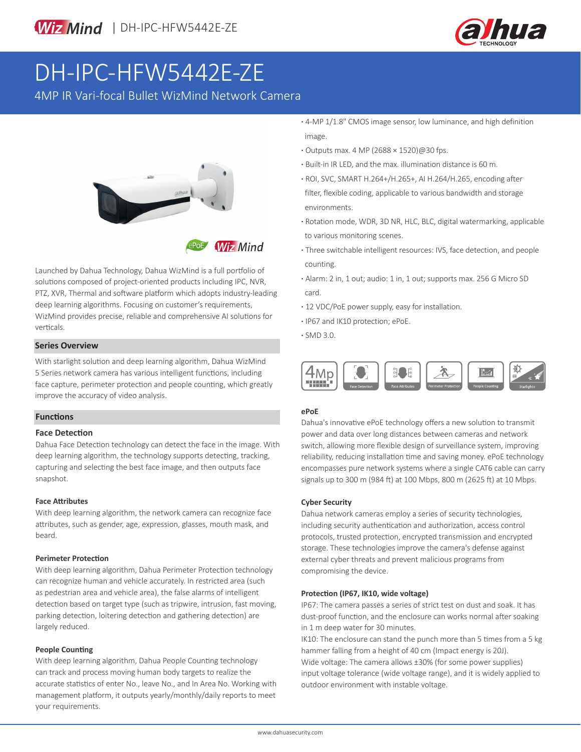# DH-IPC-HFW5442E-ZE

4MP IR Vari-focal Bullet WizMind Network Camera

- 4-MP 1/1.8" CMOS image sensor, low luminance, and high definition image.
- Outputs max. 4 MP (2688 × 1520)@30 fps.
- Built-in IR LED, and the max. illumination distance is 60 m.
- ROI, SVC, SMART H.264+/H.265+, AI H.264/H.265, encoding after filter, flexible coding, applicable to various bandwidth and storage environments.
- Rotation mode, WDR, 3D NR, HLC, BLC, digital watermarking, applicable to various monitoring scenes.
- Three switchable intelligent resources: IVS, face detection, and people counting.
- Alarm: 2 in, 1 out; audio: 1 in, 1 out; supports max. 256 G Micro SD card.
- 12 VDC/PoE power supply, easy for installation.
- IP67 and IK10 protection; ePoE.
- SMD 3.0.

Launched by Dahua Technology, Dahua WizMind is a full portfolio of solutions composed of project-oriented products including IPC, NVR, PTZ, XVR, Thermal and software platform which adopts industry-leading deep learning algorithms. Focusing on customer's requirements, WizMind provides precise, reliable and comprehensive AI solutions for verticals.

## Series Overview

With starlight solution and deep learning algorithm, Dahua WizMind 5 Series network camera has various intelligent functions, including face capture, perimeter protection and people counting, which greatly improve the accuracy of video analysis.

## Functions

### Face Detection

Dahua Face Detection technology can detect the face in the image. With deep learning algorithm, the technology supports detecting, tracking, capturing and selecting the best face image, and then outputs face snapshot.

#### Face Attributes

With deep learning algorithm, the network camera can recognize face attributes, such as gender, age, expression, glasses, mouth mask, and beard.

#### Perimeter Protection

With deep learning algorithm, Dahua Perimeter Protection technology can recognize human and vehicle accurately. In restricted area (such as pedestrian area and vehicle area), the false alarms of intelligent detection based on target type (such as tripwire, intrusion, fast moving, parking detection, loitering detection and gathering detection) are largely reduced.

#### People Counting

With deep learning algorithm, Dahua People Counting technology can track and process moving human body targets to realize the accurate statistics of enter No., leave No., and In Area No. Working with management platform, it outputs yearly/monthly/daily reports to meet your requirements.

#### ePoE

Dahua's innovative ePoE technology offers a new solution to transmit power and data over long distances between cameras and network switch, allowing more flexible design of surveillance system, improving reliability, reducing installation time and saving money. ePoE technology encompasses pure network systems where a single CAT6 cable can carry signals up to 300 m (984 ft) at 100 Mbps, 800 m (2625 ft) at 10 Mbps.

#### Cyber Security

Dahua network cameras employ a series of security technologies, including security authentication and authorization, access control protocols, trusted protection, encrypted transmission and encrypted storage. These technologies improve the camera's defense against external cyber threats and prevent malicious programs from compromising the device.

#### Protection (IP67, IK10, wide voltage)

IP67: The camera passes a series of strict test on dust and soak. It has dust-proof function, and the enclosure can works normal after soaking in 1 m deep water for 30 minutes.

IK10: The enclosure can stand the punch more than 5 times from a 5 kg hammer falling from a height of 40 cm (Impact energy is 20J).

Wide voltage: The camera allows ±30% (for some power supplies) input voltage tolerance (wide voltage range), and it is widely applied to outdoor environment with instable voltage.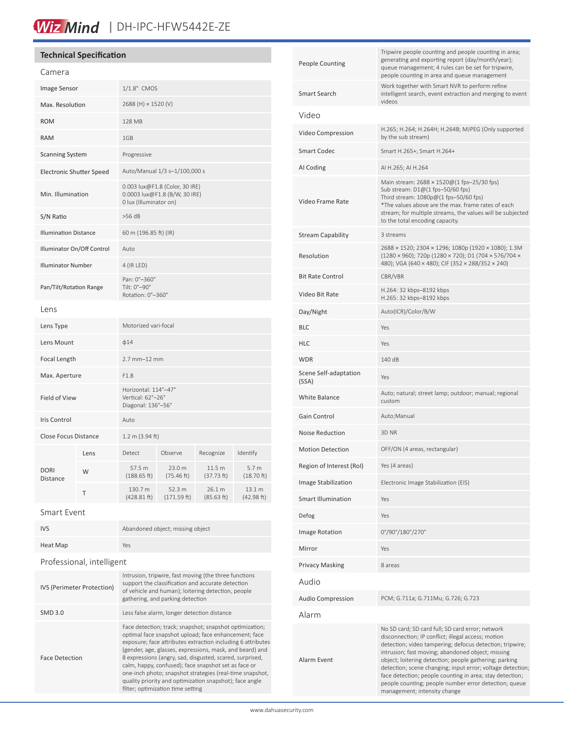## Technical Specification

### Camera

| | |
|---|---|
| Image Sensor | 1/1.8" CMOS |
| Max. Resolution | 2688 (H) × 1520 (V) |
| ROM | 128 MB |
| RAM | 1GB |
| Scanning System | Progressive |
| Electronic Shutter Speed | Auto/Manual 1/3 s–1/100,000 s |
| Min. Illumination | 0.003 lux@F1.8 (Color, 30 IRE)<br>0.0003 lux@F1.8 (B/W, 30 IRE)<br>0 lux (Illuminator on) |
| S/N Ratio | >56 dB |
| Illumination Distance | 60 m (196.85 ft) (IR) |
| Illuminator On/Off Control | Auto |
| Illuminator Number | 4 (IR LED) |
| Pan/Tilt/Rotation Range | Pan: 0°–360°<br>Tilt: 0°–90°<br>Rotation: 0°–360° |

### Lens

| | | | | | |
|---|---|---|---|---|---|
| Lens Type | Motorized vari-focal | | | | |
| Lens Mount | ф14 | | | | |
| Focal Length | 2.7 mm–12 mm | | | | |
| Max. Aperture | F1.8 | | | | |
| Field of View | Horizontal: 114°–47°<br>Vertical: 62°–26°<br>Diagonal: 136°–56° | | | | |
| Iris Control | Auto | | | | |
| Close Focus Distance | 1.2 m (3.94 ft) | | | | |
| DORI Distance | Lens | Detect | Observe | Recognize | Identify |
| | W | 57.5 m (188.65 ft) | 23.0 m (75.46 ft) | 11.5 m (37.73 ft) | 5.7 m (18.70 ft) |
| | T | 130.7 m (428.81 ft) | 52.3 m (171.59 ft) | 26.1 m (85.63 ft) | 13.1 m (42.98 ft) |

### Smart Event

| | |
|---|---|
| IVS | Abandoned object; missing object |
| Heat Map | Yes |

### Professional, intelligent

| | |
|---|---|
| IVS (Perimeter Protection) | Intrusion, tripwire, fast moving (the three functions support the classification and accurate detection of vehicle and human); loitering detection, people gathering, and parking detection |
| SMD 3.0 | Less false alarm, longer detection distance |
| Face Detection | Face detection; track; snapshot; snapshot optimization; optimal face snapshot upload; face enhancement; face exposure; face attributes extraction including 6 attributes (gender, age, glasses, expressions, mask, and beard) and 8 expressions (angry, sad, disgusted, scared, surprised, calm, happy, confused); face snapshot set as face or one-inch photo; snapshot strategies (real-time snapshot, quality priority and optimization snapshot); face angle filter; optimization time setting |
| People Counting | Tripwire people counting and people counting in area; generating and exporting report (day/month/year); queue management; 4 rules can be set for tripwire, people counting in area and queue management |
| Smart Search | Work together with Smart NVR to perform refine intelligent search, event extraction and merging to event videos |

### Video

| | |
|---|---|
| Video Compression | H.265; H.264; H.264H; H.264B; MJPEG (Only supported by the sub stream) |
| Smart Codec | Smart H.265+; Smart H.264+ |
| AI Coding | AI H.265; AI H.264 |
| Video Frame Rate | Main stream: 2688 × 1520@(1 fps–25/30 fps)<br>Sub stream: D1@(1 fps–50/60 fps)<br>Third stream: 1080p@(1 fps–50/60 fps)<br>*The values above are the max. frame rates of each stream; for multiple streams, the values will be subjected to the total encoding capacity. |
| Stream Capability | 3 streams |
| Resolution | 2688 × 1520; 2304 × 1296; 1080p (1920 × 1080); 1.3M (1280 × 960); 720p (1280 × 720); D1 (704 × 576/704 × 480); VGA (640 × 480); CIF (352 × 288/352 × 240) |
| Bit Rate Control | CBR/VBR |
| Video Bit Rate | H.264: 32 kbps–8192 kbps<br>H.265: 32 kbps–8192 kbps |
| Day/Night | Auto(ICR)/Color/B/W |
| BLC | Yes |
| HLC | Yes |
| WDR | 140 dB |
| Scene Self-adaptation (SSA) | Yes |
| White Balance | Auto; natural; street lamp; outdoor; manual; regional custom |
| Gain Control | Auto;Manual |
| Noise Reduction | 3D NR |
| Motion Detection | OFF/ON (4 areas, rectangular) |
| Region of Interest (RoI) | Yes (4 areas) |
| Image Stabilization | Electronic Image Stabilization (EIS) |
| Smart Illumination | Yes |
| Defog | Yes |
| Image Rotation | 0°/90°/180°/270° |
| Mirror | Yes |
| Privacy Masking | 8 areas |

### Audio

| | |
|---|---|
| Audio Compression | PCM; G.711a; G.711Mu; G.726; G.723 |

### Alarm

| | |
|---|---|
| Alarm Event | No SD card; SD card full; SD card error; network disconnection; IP conflict; illegal access; motion detection; video tampering; defocus detection; tripwire; intrusion; fast moving; abandoned object; missing object; loitering detection; people gathering; parking detection; scene changing; input error; voltage detection; face detection; people counting in area; stay detection; people counting; people number error detection; queue management; intensity change |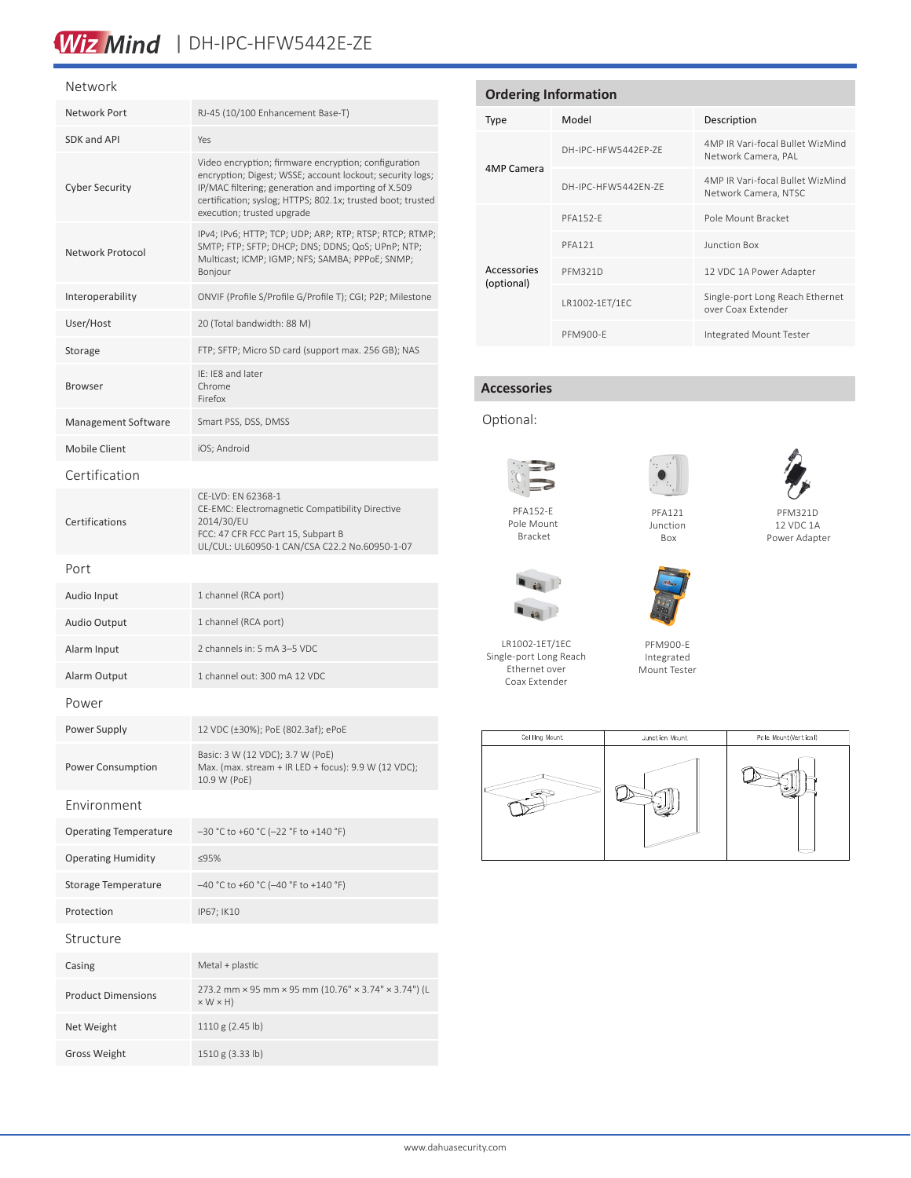## Network

| | |
|---|---|
| Network Port | RJ-45 (10/100 Enhancement Base-T) |
| SDK and API | Yes |
| Cyber Security | Video encryption; firmware encryption; configuration encryption; Digest; WSSE; account lockout; security logs; IP/MAC filtering; generation and importing of X.509 certification; syslog; HTTPS; 802.1x; trusted boot; trusted execution; trusted upgrade |
| Network Protocol | IPv4; IPv6; HTTP; TCP; UDP; ARP; RTP; RTSP; RTCP; RTMP; SMTP; FTP; SFTP; DHCP; DNS; DDNS; QoS; UPnP; NTP; Multicast; ICMP; IGMP; NFS; SAMBA; PPPoE; SNMP; Bonjour |
| Interoperability | ONVIF (Profile S/Profile G/Profile T); CGI; P2P; Milestone |
| User/Host | 20 (Total bandwidth: 88 M) |
| Storage | FTP; SFTP; Micro SD card (support max. 256 GB); NAS |
| Browser | IE: IE8 and later<br>Chrome<br>Firefox |
| Management Software | Smart PSS, DSS, DMSS |
| Mobile Client | iOS; Android |

## Certification

| | |
|---|---|
| Certifications | CE-LVD: EN 62368-1<br>CE-EMC: Electromagnetic Compatibility Directive 2014/30/EU<br>FCC: 47 CFR FCC Part 15, Subpart B<br>UL/CUL: UL60950-1 CAN/CSA C22.2 No.60950-1-07 |

## Port

| | |
|---|---|
| Audio Input | 1 channel (RCA port) |
| Audio Output | 1 channel (RCA port) |
| Alarm Input | 2 channels in: 5 mA 3–5 VDC |
| Alarm Output | 1 channel out: 300 mA 12 VDC |

## Power

| | |
|---|---|
| Power Supply | 12 VDC (±30%); PoE (802.3af); ePoE |
| Power Consumption | Basic: 3 W (12 VDC); 3.7 W (PoE)<br>Max. (max. stream + IR LED + focus): 9.9 W (12 VDC); 10.9 W (PoE) |

## Environment

| | |
|---|---|
| Operating Temperature | –30 °C to +60 °C (–22 °F to +140 °F) |
| Operating Humidity | ≤95% |
| Storage Temperature | –40 °C to +60 °C (–40 °F to +140 °F) |
| Protection | IP67; IK10 |

## Structure

| | |
|---|---|
| Casing | Metal + plastic |
| Product Dimensions | 273.2 mm × 95 mm × 95 mm (10.76" × 3.74" × 3.74") (L × W × H) |
| Net Weight | 1110 g (2.45 lb) |
| Gross Weight | 1510 g (3.33 lb) |

## Ordering Information

| Type | Model | Description |
|---|---|---|
| 4MP Camera | DH-IPC-HFW5442EP-ZE | 4MP IR Vari-focal Bullet WizMind Network Camera, PAL |
| | DH-IPC-HFW5442EN-ZE | 4MP IR Vari-focal Bullet WizMind Network Camera, NTSC |
| Accessories (optional) | PFA152-E | Pole Mount Bracket |
| | PFA121 | Junction Box |
| | PFM321D | 12 VDC 1A Power Adapter |
| | LR1002-1ET/1EC | Single-port Long Reach Ethernet over Coax Extender |
| | PFM900-E | Integrated Mount Tester |

## Accessories

Optional:

PFA152-E Pole Mount Bracket

PFA121 Junction Box

PFM321D 12 VDC 1A Power Adapter

LR1002-1ET/1EC Single-port Long Reach Ethernet over Coax Extender

PFM900-E Integrated Mount Tester

| Ceiling Mount | Junction Mount | Pole Mount(Vertical) |
|---|---|---|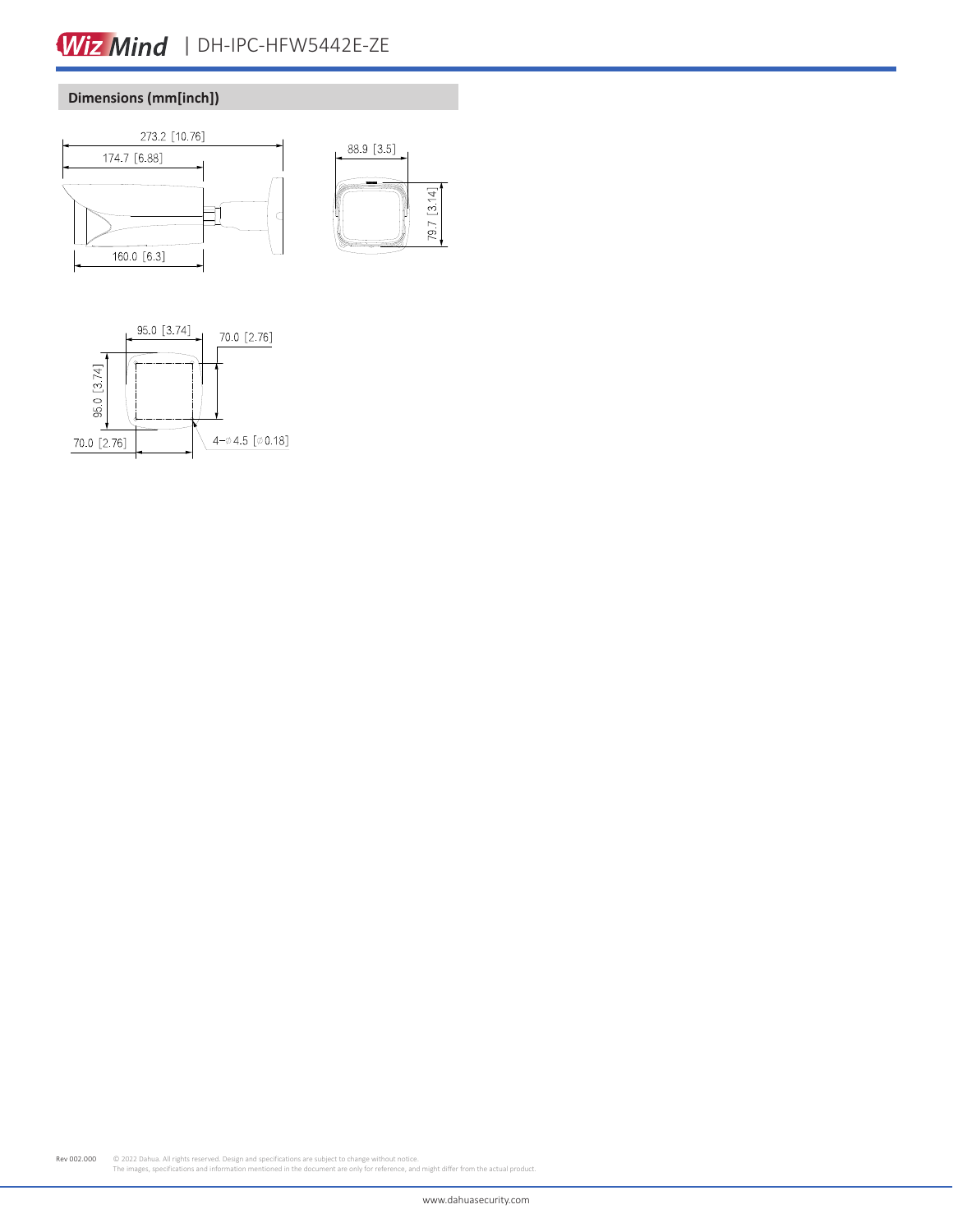## Dimensions (mm[inch])

273.2 [10.76]
174.7 [6.88]
160.0 [6.3]

88.9 [3.5]
79.7 [3.14]

95.0 [3.74]
70.0 [2.76]
95.0 [3.74]
70.0 [2.76]
4-⌀4.5 [⌀0.18]

Rev 002.000 © 2022 Dahua. All rights reserved. Design and specifications are subject to change without notice.
The images, specifications and information mentioned in the document are only for reference, and might differ from the actual product.

www.dahuasecurity.com